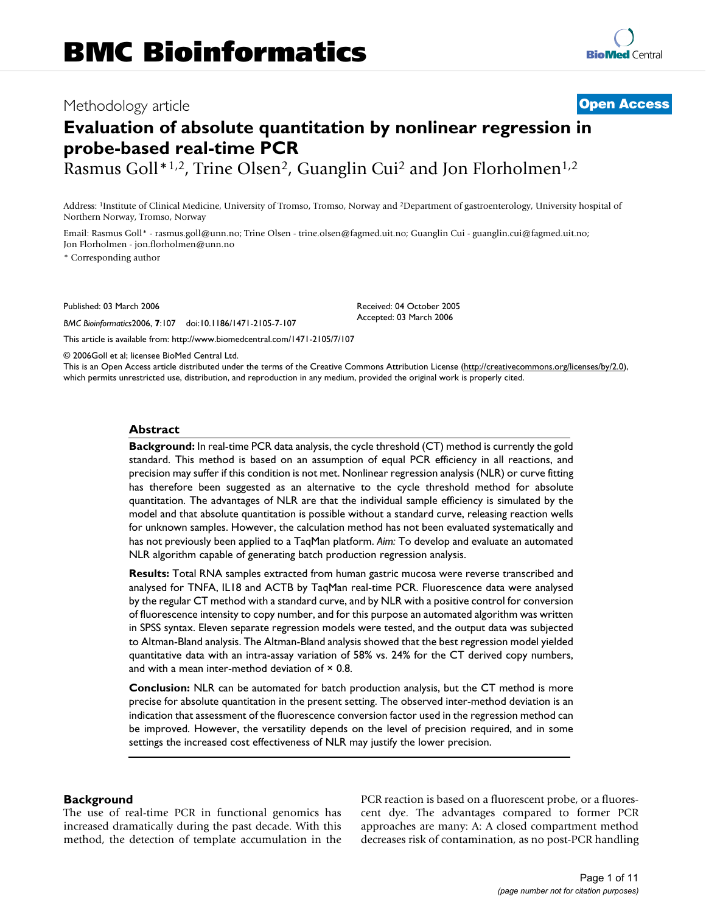BMC Bioinformatics

Methodology article

**Open Access**

# Evaluation of absolute quantitation by nonlinear regression in probe-based real-time PCR

Rasmus Goll*[1,2], Trine Olsen[2], Guanglin Cui[2] and Jon Florholmen[1,2]

Address: [1]Institute of Clinical Medicine, University of Tromso, Tromso, Norway and [2]Department of gastroenterology, University hospital of Northern Norway, Tromso, Norway

Email: Rasmus Goll* - rasmus.goll@unn.no; Trine Olsen - trine.olsen@fagmed.uit.no; Guanglin Cui - guanglin.cui@fagmed.uit.no; Jon Florholmen - jon.florholmen@unn.no

* Corresponding author

Published: 03 March 2006

*BMC Bioinformatics*2006, **7**:107 doi:10.1186/1471-2105-7-107

Received: 04 October 2005
Accepted: 03 March 2006

This article is available from: http://www.biomedcentral.com/1471-2105/7/107

© 2006Goll et al; licensee BioMed Central Ltd.
This is an Open Access article distributed under the terms of the Creative Commons Attribution License (http://creativecommons.org/licenses/by/2.0), which permits unrestricted use, distribution, and reproduction in any medium, provided the original work is properly cited.

## Abstract

**Background:** In real-time PCR data analysis, the cycle threshold (CT) method is currently the gold standard. This method is based on an assumption of equal PCR efficiency in all reactions, and precision may suffer if this condition is not met. Nonlinear regression analysis (NLR) or curve fitting has therefore been suggested as an alternative to the cycle threshold method for absolute quantitation. The advantages of NLR are that the individual sample efficiency is simulated by the model and that absolute quantitation is possible without a standard curve, releasing reaction wells for unknown samples. However, the calculation method has not been evaluated systematically and has not previously been applied to a TaqMan platform. *Aim:* To develop and evaluate an automated NLR algorithm capable of generating batch production regression analysis.

**Results:** Total RNA samples extracted from human gastric mucosa were reverse transcribed and analysed for TNFA, IL18 and ACTB by TaqMan real-time PCR. Fluorescence data were analysed by the regular CT method with a standard curve, and by NLR with a positive control for conversion of fluorescence intensity to copy number, and for this purpose an automated algorithm was written in SPSS syntax. Eleven separate regression models were tested, and the output data was subjected to Altman-Bland analysis. The Altman-Bland analysis showed that the best regression model yielded quantitative data with an intra-assay variation of 58% vs. 24% for the CT derived copy numbers, and with a mean inter-method deviation of × 0.8.

**Conclusion:** NLR can be automated for batch production analysis, but the CT method is more precise for absolute quantitation in the present setting. The observed inter-method deviation is an indication that assessment of the fluorescence conversion factor used in the regression method can be improved. However, the versatility depends on the level of precision required, and in some settings the increased cost effectiveness of NLR may justify the lower precision.

## Background

The use of real-time PCR in functional genomics has increased dramatically during the past decade. With this method, the detection of template accumulation in the PCR reaction is based on a fluorescent probe, or a fluorescent dye. The advantages compared to former PCR approaches are many: A: A closed compartment method decreases risk of contamination, as no post-PCR handling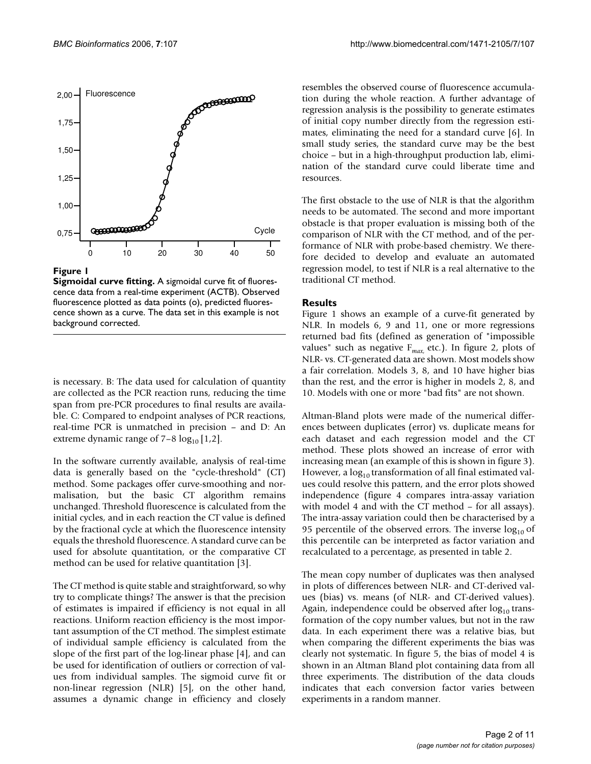**Figure 1**

**Sigmoidal curve fitting.** A sigmoidal curve fit of fluorescence data from a real-time experiment (ACTB). Observed fluorescence plotted as data points (o), predicted fluorescence shown as a curve. The data set in this example is not background corrected.

is necessary. B: The data used for calculation of quantity are collected as the PCR reaction runs, reducing the time span from pre-PCR procedures to final results are available. C: Compared to endpoint analyses of PCR reactions, real-time PCR is unmatched in precision – and D: An extreme dynamic range of 7–8 $\log_{10}$ [1,2].

In the software currently available, analysis of real-time data is generally based on the "cycle-threshold" (CT) method. Some packages offer curve-smoothing and normalisation, but the basic CT algorithm remains unchanged. Threshold fluorescence is calculated from the initial cycles, and in each reaction the CT value is defined by the fractional cycle at which the fluorescence intensity equals the threshold fluorescence. A standard curve can be used for absolute quantitation, or the comparative CT method can be used for relative quantitation [3].

The CT method is quite stable and straightforward, so why try to complicate things? The answer is that the precision of estimates is impaired if efficiency is not equal in all reactions. Uniform reaction efficiency is the most important assumption of the CT method. The simplest estimate of individual sample efficiency is calculated from the slope of the first part of the log-linear phase [4], and can be used for identification of outliers or correction of values from individual samples. The sigmoid curve fit or non-linear regression (NLR) [5], on the other hand, assumes a dynamic change in efficiency and closely resembles the observed course of fluorescence accumulation during the whole reaction. A further advantage of regression analysis is the possibility to generate estimates of initial copy number directly from the regression estimates, eliminating the need for a standard curve [6]. In small study series, the standard curve may be the best choice – but in a high-throughput production lab, elimination of the standard curve could liberate time and resources.

The first obstacle to the use of NLR is that the algorithm needs to be automated. The second and more important obstacle is that proper evaluation is missing both of the comparison of NLR with the CT method, and of the performance of NLR with probe-based chemistry. We therefore decided to develop and evaluate an automated regression model, to test if NLR is a real alternative to the traditional CT method.

## Results

Figure 1 shows an example of a curve-fit generated by NLR. In models 6, 9 and 11, one or more regressions returned bad fits (defined as generation of "impossible values" such as negative $F_{max}$, etc.). In figure 2, plots of NLR- vs. CT-generated data are shown. Most models show a fair correlation. Models 3, 8, and 10 have higher bias than the rest, and the error is higher in models 2, 8, and 10. Models with one or more "bad fits" are not shown.

Altman-Bland plots were made of the numerical differences between duplicates (error) vs. duplicate means for each dataset and each regression model and the CT method. These plots showed an increase of error with increasing mean (an example of this is shown in figure 3). However, a $\log_{10}$ transformation of all final estimated values could resolve this pattern, and the error plots showed independence (figure 4 compares intra-assay variation with model 4 and with the CT method – for all assays). The intra-assay variation could then be characterised by a 95 percentile of the observed errors. The inverse $\log_{10}$ of this percentile can be interpreted as factor variation and recalculated to a percentage, as presented in table 2.

The mean copy number of duplicates was then analysed in plots of differences between NLR- and CT-derived values (bias) vs. means (of NLR- and CT-derived values). Again, independence could be observed after $\log_{10}$ transformation of the copy number values, but not in the raw data. In each experiment there was a relative bias, but when comparing the different experiments the bias was clearly not systematic. In figure 5, the bias of model 4 is shown in an Altman Bland plot containing data from all three experiments. The distribution of the data clouds indicates that each conversion factor varies between experiments in a random manner.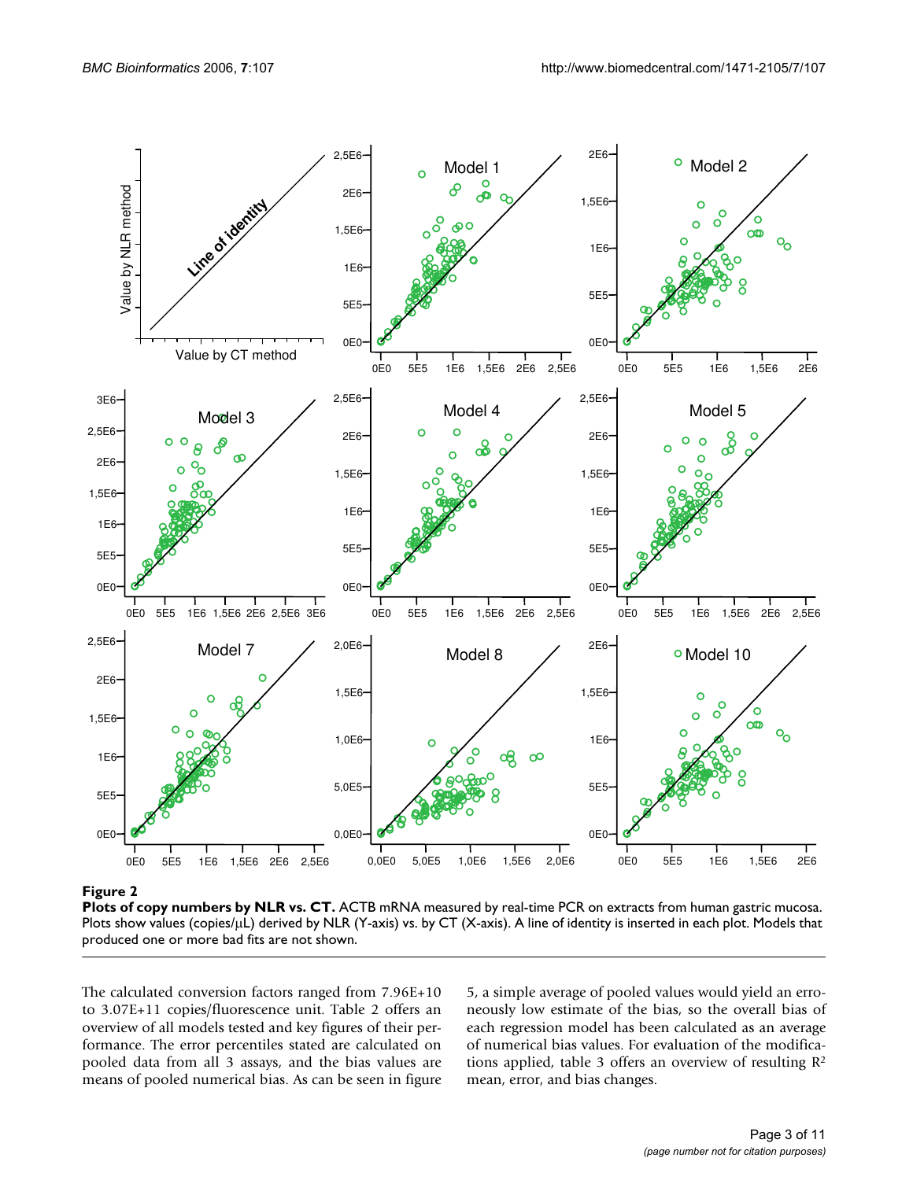**Figure 2**

**Plots of copy numbers by NLR vs. CT.** ACTB mRNA measured by real-time PCR on extracts from human gastric mucosa. Plots show values (copies/μL) derived by NLR (Y-axis) vs. by CT (X-axis). A line of identity is inserted in each plot. Models that produced one or more bad fits are not shown.

The calculated conversion factors ranged from 7.96E+10 to 3.07E+11 copies/fluorescence unit. Table 2 offers an overview of all models tested and key figures of their performance. The error percentiles stated are calculated on pooled data from all 3 assays, and the bias values are means of pooled numerical bias. As can be seen in figure 5, a simple average of pooled values would yield an erroneously low estimate of the bias, so the overall bias of each regression model has been calculated as an average of numerical bias values. For evaluation of the modifications applied, table 3 offers an overview of resulting $R^2$ mean, error, and bias changes.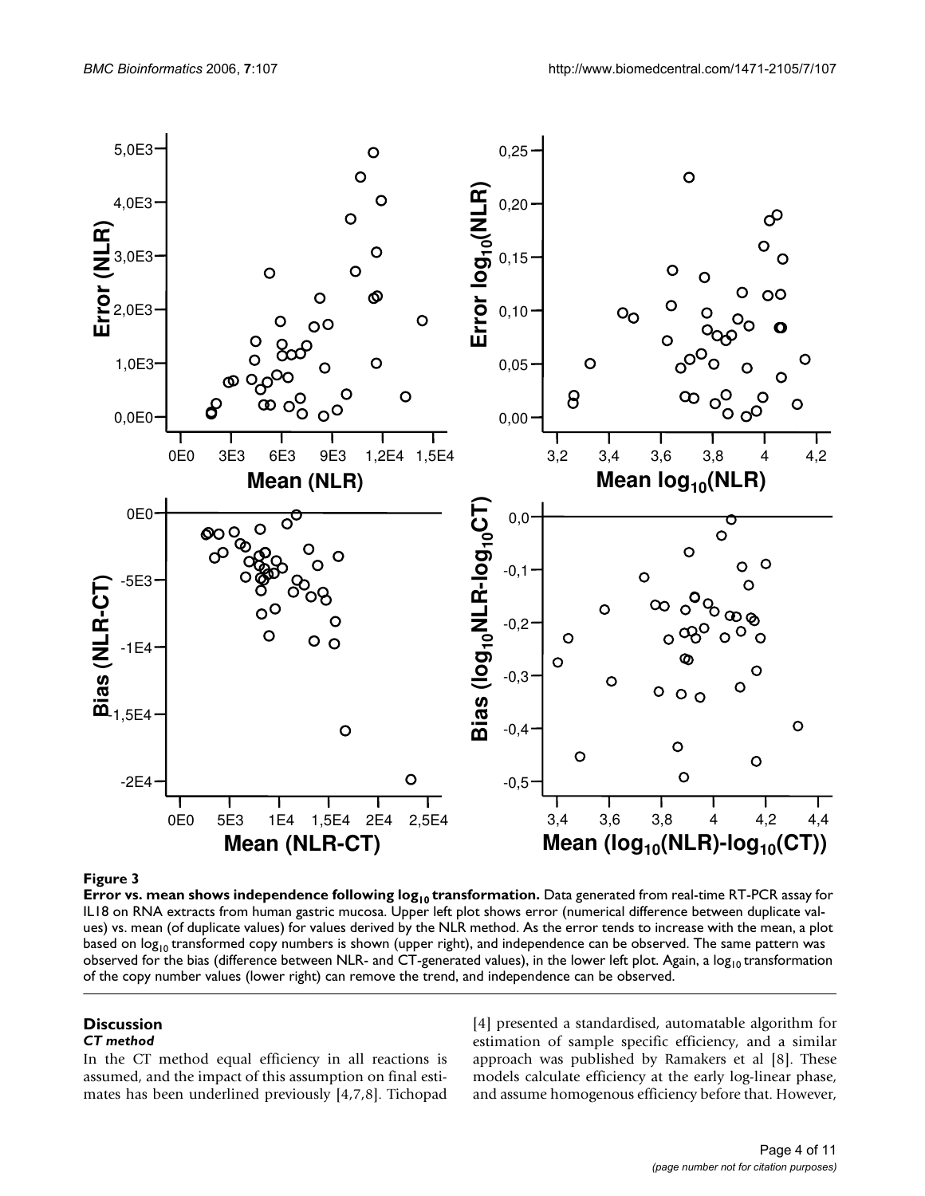**Figure 3**

**Error vs. mean shows independence following $\log_{10}$ transformation.** Data generated from real-time RT-PCR assay for IL18 on RNA extracts from human gastric mucosa. Upper left plot shows error (numerical difference between duplicate values) vs. mean (of duplicate values) for values derived by the NLR method. As the error tends to increase with the mean, a plot based on $\log_{10}$ transformed copy numbers is shown (upper right), and independence can be observed. The same pattern was observed for the bias (difference between NLR- and CT-generated values), in the lower left plot. Again, a $\log_{10}$ transformation of the copy number values (lower right) can remove the trend, and independence can be observed.

## Discussion

### *CT method*

In the CT method equal efficiency in all reactions is assumed, and the impact of this assumption on final estimates has been underlined previously [4,7,8]. Tichopad [4] presented a standardised, automatable algorithm for estimation of sample specific efficiency, and a similar approach was published by Ramakers et al [8]. These models calculate efficiency at the early log-linear phase, and assume homogenous efficiency before that. However,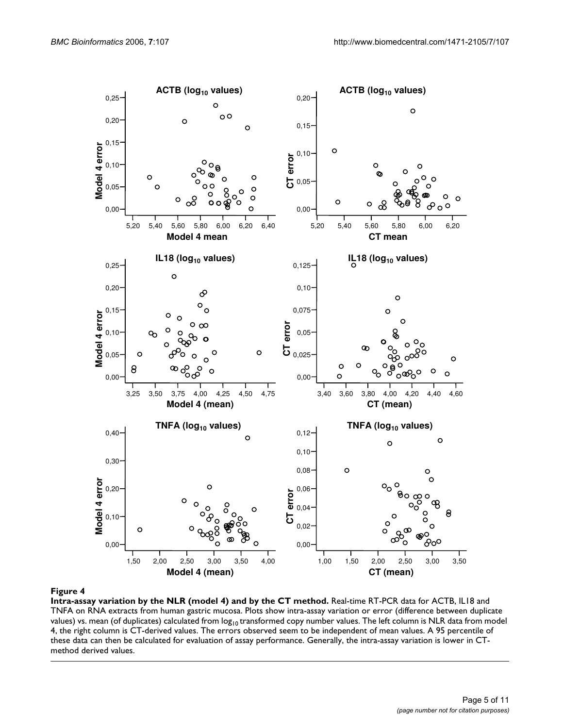**Figure 4**

**Intra-assay variation by the NLR (model 4) and by the CT method.** Real-time RT-PCR data for ACTB, IL18 and TNFA on RNA extracts from human gastric mucosa. Plots show intra-assay variation or error (difference between duplicate values) vs. mean (of duplicates) calculated from $\log_{10}$ transformed copy number values. The left column is NLR data from model 4, the right column is CT-derived values. The errors observed seem to be independent of mean values. A 95 percentile of these data can then be calculated for evaluation of assay performance. Generally, the intra-assay variation is lower in CT-method derived values.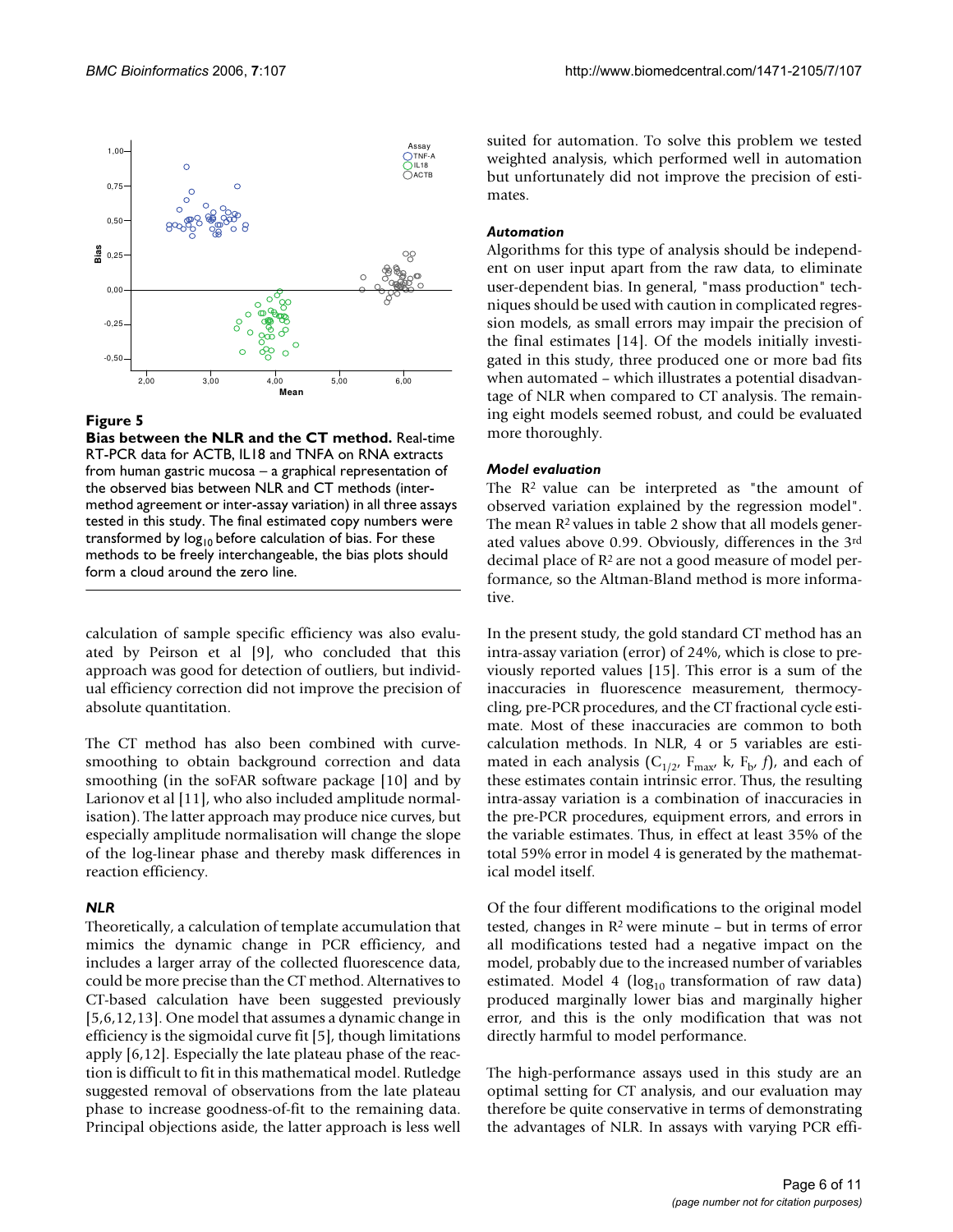**Figure 5**

**Bias between the NLR and the CT method.** Real-time RT-PCR data for ACTB, IL18 and TNFA on RNA extracts from human gastric mucosa – a graphical representation of the observed bias between NLR and CT methods (inter-method agreement or inter-assay variation) in all three assays tested in this study. The final estimated copy numbers were transformed by $\log_{10}$ before calculation of bias. For these methods to be freely interchangeable, the bias plots should form a cloud around the zero line.

calculation of sample specific efficiency was also evaluated by Peirson et al [9], who concluded that this approach was good for detection of outliers, but individual efficiency correction did not improve the precision of absolute quantitation.

The CT method has also been combined with curve-smoothing to obtain background correction and data smoothing (in the soFAR software package [10] and by Larionov et al [11], who also included amplitude normalisation). The latter approach may produce nice curves, but especially amplitude normalisation will change the slope of the log-linear phase and thereby mask differences in reaction efficiency.

### *NLR*

Theoretically, a calculation of template accumulation that mimics the dynamic change in PCR efficiency, and includes a larger array of the collected fluorescence data, could be more precise than the CT method. Alternatives to CT-based calculation have been suggested previously [5,6,12,13]. One model that assumes a dynamic change in efficiency is the sigmoidal curve fit [5], though limitations apply [6,12]. Especially the late plateau phase of the reaction is difficult to fit in this mathematical model. Rutledge suggested removal of observations from the late plateau phase to increase goodness-of-fit to the remaining data. Principal objections aside, the latter approach is less well suited for automation. To solve this problem we tested weighted analysis, which performed well in automation but unfortunately did not improve the precision of estimates.

### *Automation*

Algorithms for this type of analysis should be independent on user input apart from the raw data, to eliminate user-dependent bias. In general, "mass production" techniques should be used with caution in complicated regression models, as small errors may impair the precision of the final estimates [14]. Of the models initially investigated in this study, three produced one or more bad fits when automated – which illustrates a potential disadvantage of NLR when compared to CT analysis. The remaining eight models seemed robust, and could be evaluated more thoroughly.

### *Model evaluation*

The $R^2$ value can be interpreted as "the amount of observed variation explained by the regression model". The mean $R^2$ values in table 2 show that all models generated values above 0.99. Obviously, differences in the 3rd decimal place of $R^2$ are not a good measure of model performance, so the Altman-Bland method is more informative.

In the present study, the gold standard CT method has an intra-assay variation (error) of 24%, which is close to previously reported values [15]. This error is a sum of the inaccuracies in fluorescence measurement, thermocycling, pre-PCR procedures, and the CT fractional cycle estimate. Most of these inaccuracies are common to both calculation methods. In NLR, 4 or 5 variables are estimated in each analysis ($C_{1/2}$, $F_{max}$, k, $F_b$, *f*), and each of these estimates contain intrinsic error. Thus, the resulting intra-assay variation is a combination of inaccuracies in the pre-PCR procedures, equipment errors, and errors in the variable estimates. Thus, in effect at least 35% of the total 59% error in model 4 is generated by the mathematical model itself.

Of the four different modifications to the original model tested, changes in $R^2$ were minute – but in terms of error all modifications tested had a negative impact on the model, probably due to the increased number of variables estimated. Model 4 ($\log_{10}$ transformation of raw data) produced marginally lower bias and marginally higher error, and this is the only modification that was not directly harmful to model performance.

The high-performance assays used in this study are an optimal setting for CT analysis, and our evaluation may therefore be quite conservative in terms of demonstrating the advantages of NLR. In assays with varying PCR effi-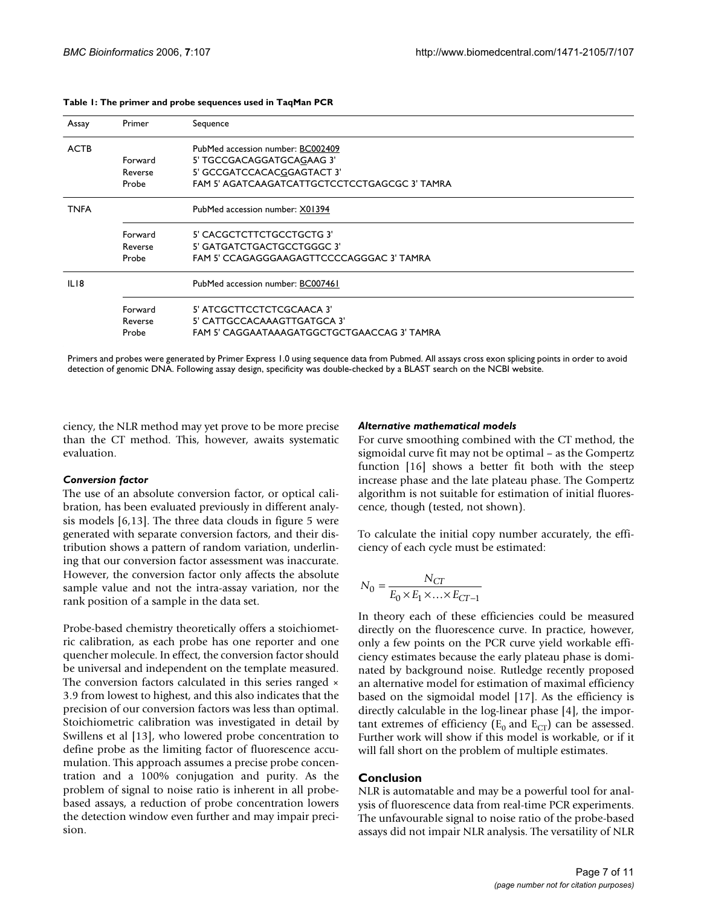**Table 1: The primer and probe sequences used in TaqMan PCR**

| Assay | Primer | Sequence |
|---|---|---|
| ACTB | | PubMed accession number: BC002409 |
| | Forward | 5' TGCCGACAGGATGCAGAAG 3' |
| | Reverse | 5' GCCGATCCACACGGAGTACT 3' |
| | Probe | FAM 5' AGATCAAGATCATTGCTCCTCCTGAGCGC 3' TAMRA |
| TNFA | | PubMed accession number: X01394 |
| | Forward | 5' CACGCTCTTCTGCCTGCTG 3' |
| | Reverse | 5' GATGATCTGACTGCCTGGGC 3' |
| | Probe | FAM 5' CCAGAGGGAAGAGTTCCCCAGGGAC 3' TAMRA |
| IL18 | | PubMed accession number: BC007461 |
| | Forward | 5' ATCGCTTCCTCTCGCAACA 3' |
| | Reverse | 5' CATTGCCACAAAGTTGATGCA 3' |
| | Probe | FAM 5' CAGGAATAAAGATGGCTGCTGAACCAG 3' TAMRA |

Primers and probes were generated by Primer Express 1.0 using sequence data from Pubmed. All assays cross exon splicing points in order to avoid detection of genomic DNA. Following assay design, specificity was double-checked by a BLAST search on the NCBI website.

ciency, the NLR method may yet prove to be more precise than the CT method. This, however, awaits systematic evaluation.

### *Conversion factor*

The use of an absolute conversion factor, or optical calibration, has been evaluated previously in different analysis models [6,13]. The three data clouds in figure 5 were generated with separate conversion factors, and their distribution shows a pattern of random variation, underlining that our conversion factor assessment was inaccurate. However, the conversion factor only affects the absolute sample value and not the intra-assay variation, nor the rank position of a sample in the data set.

Probe-based chemistry theoretically offers a stoichiometric calibration, as each probe has one reporter and one quencher molecule. In effect, the conversion factor should be universal and independent on the template measured. The conversion factors calculated in this series ranged × 3.9 from lowest to highest, and this also indicates that the precision of our conversion factors was less than optimal. Stoichiometric calibration was investigated in detail by Swillens et al [13], who lowered probe concentration to define probe as the limiting factor of fluorescence accumulation. This approach assumes a precise probe concentration and a 100% conjugation and purity. As the problem of signal to noise ratio is inherent in all probe-based assays, a reduction of probe concentration lowers the detection window even further and may impair precision.

### *Alternative mathematical models*

For curve smoothing combined with the CT method, the sigmoidal curve fit may not be optimal – as the Gompertz function [16] shows a better fit both with the steep increase phase and the late plateau phase. The Gompertz algorithm is not suitable for estimation of initial fluorescence, though (tested, not shown).

To calculate the initial copy number accurately, the efficiency of each cycle must be estimated:

$$N_0 = \frac{N_{CT}}{E_0 \times E_1 \times \ldots \times E_{CT-1}}$$

In theory each of these efficiencies could be measured directly on the fluorescence curve. In practice, however, only a few points on the PCR curve yield workable efficiency estimates because the early plateau phase is dominated by background noise. Rutledge recently proposed an alternative model for estimation of maximal efficiency based on the sigmoidal model [17]. As the efficiency is directly calculable in the log-linear phase [4], the important extremes of efficiency ($E_0$ and $E_{CT}$) can be assessed. Further work will show if this model is workable, or if it will fall short on the problem of multiple estimates.

## Conclusion

NLR is automatable and may be a powerful tool for analysis of fluorescence data from real-time PCR experiments. The unfavourable signal to noise ratio of the probe-based assays did not impair NLR analysis. The versatility of NLR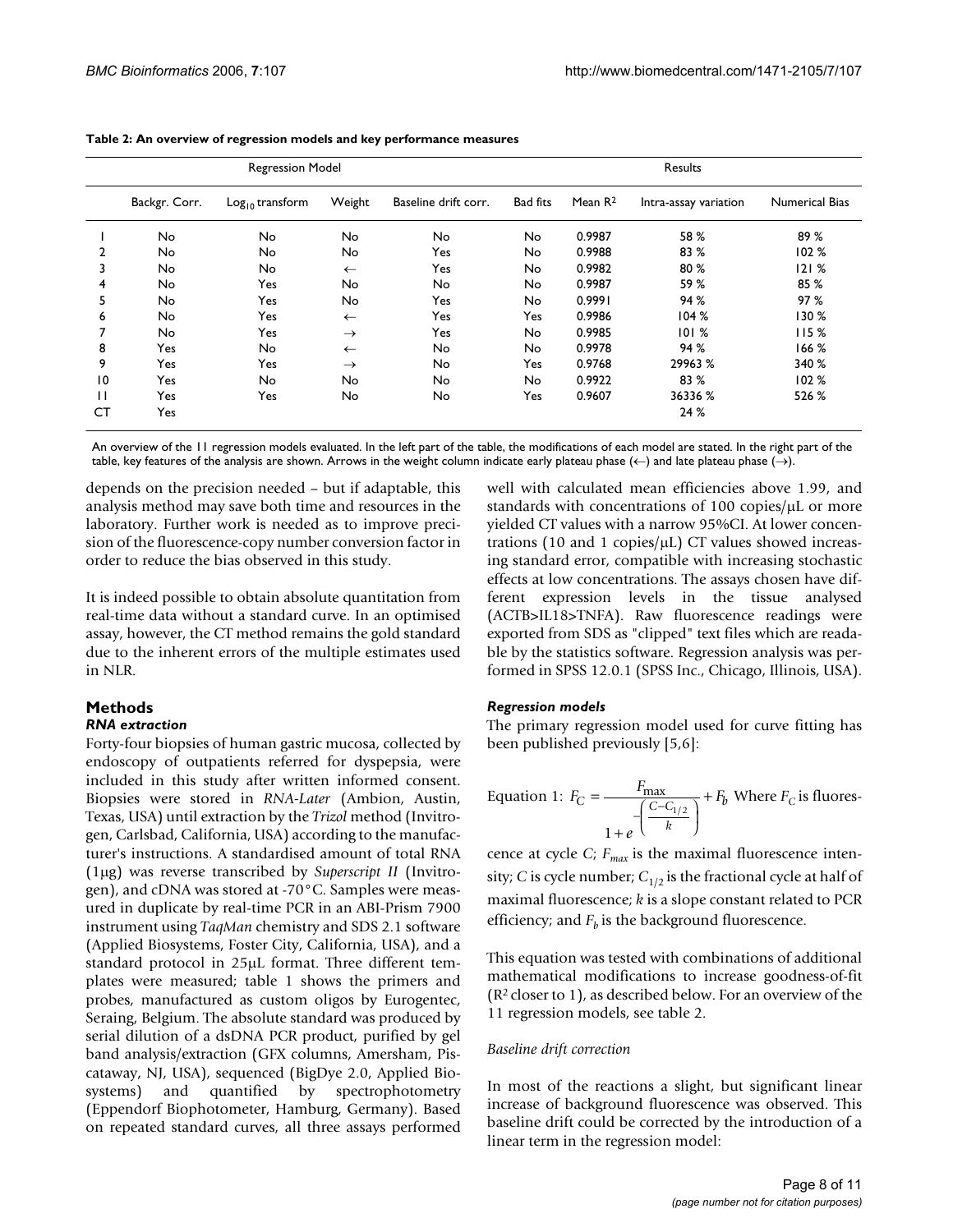**Table 2: An overview of regression models and key performance measures**

| | Regression Model | | | | Results | | | |
|---|---|---|---|---|---|---|---|---|
| | Backgr. Corr. | $Log_{10}$ transform | Weight | Baseline drift corr. | Bad fits | Mean $R^2$ | Intra-assay variation | Numerical Bias |
| 1 | No | No | No | No | No | 0.9987 | 58 % | 89 % |
| 2 | No | No | No | Yes | No | 0.9988 | 83 % | 102 % |
| 3 | No | No | ← | Yes | No | 0.9982 | 80 % | 121 % |
| 4 | No | Yes | No | No | No | 0.9987 | 59 % | 85 % |
| 5 | No | Yes | No | Yes | No | 0.9991 | 94 % | 97 % |
| 6 | No | Yes | ← | Yes | Yes | 0.9986 | 104 % | 130 % |
| 7 | No | Yes | → | Yes | No | 0.9985 | 101 % | 115 % |
| 8 | Yes | No | ← | No | No | 0.9978 | 94 % | 166 % |
| 9 | Yes | Yes | → | No | Yes | 0.9768 | 29963 % | 340 % |
| 10 | Yes | No | No | No | No | 0.9922 | 83 % | 102 % |
| 11 | Yes | Yes | No | No | Yes | 0.9607 | 36336 % | 526 % |
| CT | Yes | | | | | | 24 % | |

An overview of the 11 regression models evaluated. In the left part of the table, the modifications of each model are stated. In the right part of the table, key features of the analysis are shown. Arrows in the weight column indicate early plateau phase (←) and late plateau phase (→).

depends on the precision needed – but if adaptable, this analysis method may save both time and resources in the laboratory. Further work is needed as to improve precision of the fluorescence-copy number conversion factor in order to reduce the bias observed in this study.

It is indeed possible to obtain absolute quantitation from real-time data without a standard curve. In an optimised assay, however, the CT method remains the gold standard due to the inherent errors of the multiple estimates used in NLR.

## Methods

### *RNA extraction*

Forty-four biopsies of human gastric mucosa, collected by endoscopy of outpatients referred for dyspepsia, were included in this study after written informed consent. Biopsies were stored in *RNA-Later* (Ambion, Austin, Texas, USA) until extraction by the *Trizol* method (Invitrogen, Carlsbad, California, USA) according to the manufacturer's instructions. A standardised amount of total RNA (1μg) was reverse transcribed by *Superscript II* (Invitrogen), and cDNA was stored at -70°C. Samples were measured in duplicate by real-time PCR in an ABI-Prism 7900 instrument using *TaqMan* chemistry and SDS 2.1 software (Applied Biosystems, Foster City, California, USA), and a standard protocol in 25μL format. Three different templates were measured; table 1 shows the primers and probes, manufactured as custom oligos by Eurogentec, Seraing, Belgium. The absolute standard was produced by serial dilution of a dsDNA PCR product, purified by gel band analysis/extraction (GFX columns, Amersham, Piscataway, NJ, USA), sequenced (BigDye 2.0, Applied Biosystems) and quantified by spectrophotometry (Eppendorf Biophotometer, Hamburg, Germany). Based on repeated standard curves, all three assays performed well with calculated mean efficiencies above 1.99, and standards with concentrations of 100 copies/μL or more yielded CT values with a narrow 95%CI. At lower concentrations (10 and 1 copies/μL) CT values showed increasing standard error, compatible with increasing stochastic effects at low concentrations. The assays chosen have different expression levels in the tissue analysed (ACTB>IL18>TNFA). Raw fluorescence readings were exported from SDS as "clipped" text files which are readable by the statistics software. Regression analysis was performed in SPSS 12.0.1 (SPSS Inc., Chicago, Illinois, USA).

### *Regression models*

The primary regression model used for curve fitting has been published previously [5,6]:

Equation 1: $F_C = \dfrac{F_{\max}}{1+e^{-\left(\frac{C-C_{1/2}}{k}\right)}} + F_b$ Where $F_C$ is fluorescence at cycle $C$; $F_{max}$ is the maximal fluorescence intensity; $C$ is cycle number; $C_{1/2}$ is the fractional cycle at half of maximal fluorescence; $k$ is a slope constant related to PCR efficiency; and $F_b$ is the background fluorescence.

This equation was tested with combinations of additional mathematical modifications to increase goodness-of-fit ($R^2$ closer to 1), as described below. For an overview of the 11 regression models, see table 2.

*Baseline drift correction*

In most of the reactions a slight, but significant linear increase of background fluorescence was observed. This baseline drift could be corrected by the introduction of a linear term in the regression model: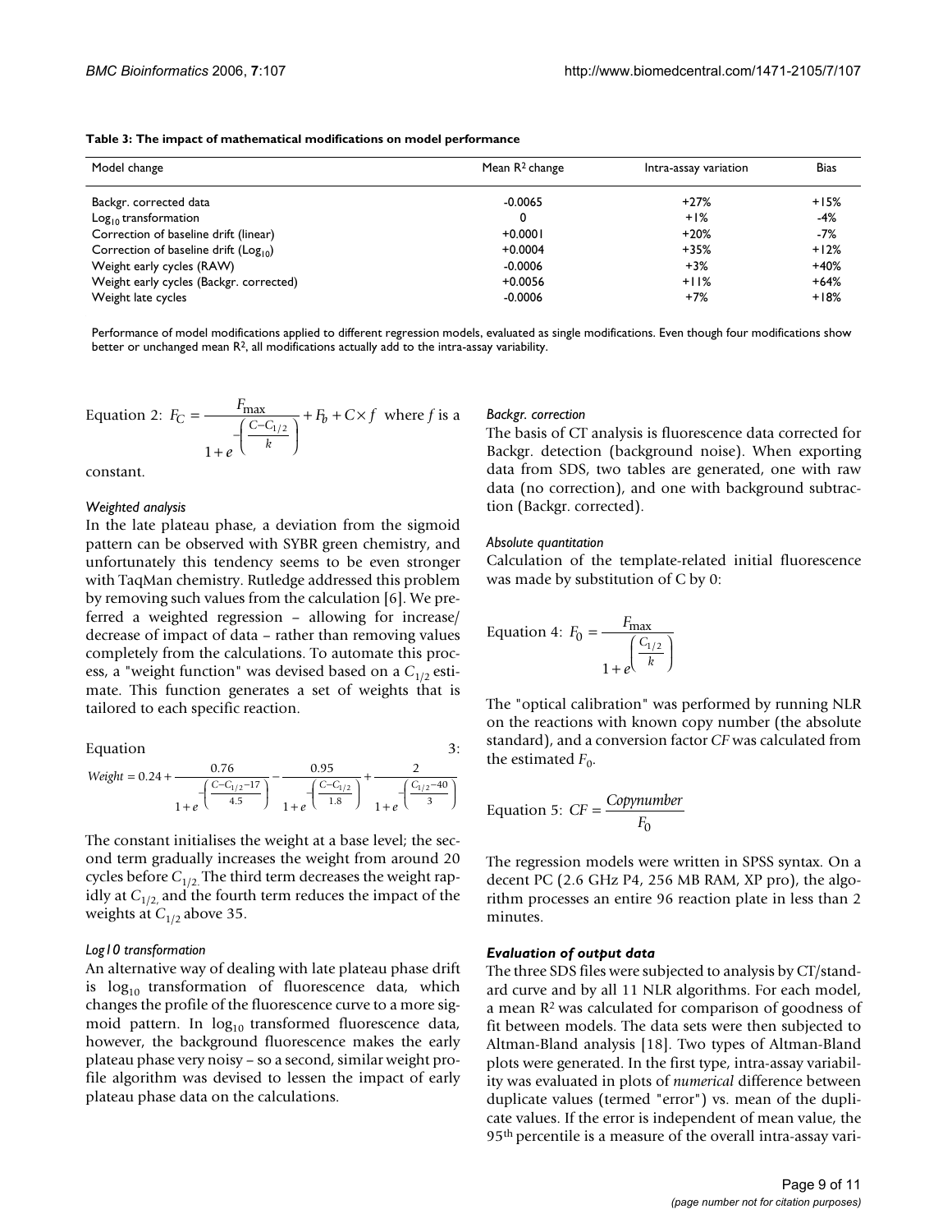**Table 3: The impact of mathematical modifications on model performance**

| Model change | Mean $R^2$ change | Intra-assay variation | Bias |
|---|---|---|---|
| Backgr. corrected data | -0.0065 | +27% | +15% |
| $Log_{10}$ transformation | 0 | +1% | -4% |
| Correction of baseline drift (linear) | +0.0001 | +20% | -7% |
| Correction of baseline drift ($Log_{10}$) | +0.0004 | +35% | +12% |
| Weight early cycles (RAW) | -0.0006 | +3% | +40% |
| Weight early cycles (Backgr. corrected) | +0.0056 | +11% | +64% |
| Weight late cycles | -0.0006 | +7% | +18% |

Performance of model modifications applied to different regression models, evaluated as single modifications. Even though four modifications show better or unchanged mean $R^2$, all modifications actually add to the intra-assay variability.

Equation 2: $F_C = \frac{F_{\max}}{1+e^{-\left(\frac{C-C_{1/2}}{k}\right)}} + F_b + C \times f$ where $f$ is a constant.

*Weighted analysis*

In the late plateau phase, a deviation from the sigmoid pattern can be observed with SYBR green chemistry, and unfortunately this tendency seems to be even stronger with TaqMan chemistry. Rutledge addressed this problem by removing such values from the calculation [6]. We preferred a weighted regression – allowing for increase/decrease of impact of data – rather than removing values completely from the calculations. To automate this process, a "weight function" was devised based on a $C_{1/2}$ estimate. This function generates a set of weights that is tailored to each specific reaction.

Equation 3:

$$Weight = 0.24 + \frac{0.76}{1+e^{-\left(\frac{C-C_{1/2}-17}{4.5}\right)}} - \frac{0.95}{1+e^{-\left(\frac{C-C_{1/2}}{1.8}\right)}} + \frac{2}{1+e^{-\left(\frac{C_{1/2}-40}{3}\right)}}$$

The constant initialises the weight at a base level; the second term gradually increases the weight from around 20 cycles before $C_{1/2}$. The third term decreases the weight rapidly at $C_{1/2}$, and the fourth term reduces the impact of the weights at $C_{1/2}$ above 35.

*Log10 transformation*

An alternative way of dealing with late plateau phase drift is $\log_{10}$ transformation of fluorescence data, which changes the profile of the fluorescence curve to a more sigmoid pattern. In $\log_{10}$ transformed fluorescence data, however, the background fluorescence makes the early plateau phase very noisy – so a second, similar weight profile algorithm was devised to lessen the impact of early plateau phase data on the calculations.

*Backgr. correction*

The basis of CT analysis is fluorescence data corrected for Backgr. detection (background noise). When exporting data from SDS, two tables are generated, one with raw data (no correction), and one with background subtraction (Backgr. corrected).

*Absolute quantitation*

Calculation of the template-related initial fluorescence was made by substitution of C by 0:

Equation 4: $F_0 = \frac{F_{\max}}{1+e^{\left(\frac{C_{1/2}}{k}\right)}}$

The "optical calibration" was performed by running NLR on the reactions with known copy number (the absolute standard), and a conversion factor *CF* was calculated from the estimated $F_0$.

Equation 5: $CF = \frac{Copynumber}{F_0}$

The regression models were written in SPSS syntax. On a decent PC (2.6 GHz P4, 256 MB RAM, XP pro), the algorithm processes an entire 96 reaction plate in less than 2 minutes.

***Evaluation of output data***

The three SDS files were subjected to analysis by CT/standard curve and by all 11 NLR algorithms. For each model, a mean $R^2$ was calculated for comparison of goodness of fit between models. The data sets were then subjected to Altman-Bland analysis [18]. Two types of Altman-Bland plots were generated. In the first type, intra-assay variability was evaluated in plots of *numerical* difference between duplicate values (termed "error") vs. mean of the duplicate values. If the error is independent of mean value, the 95th percentile is a measure of the overall intra-assay vari-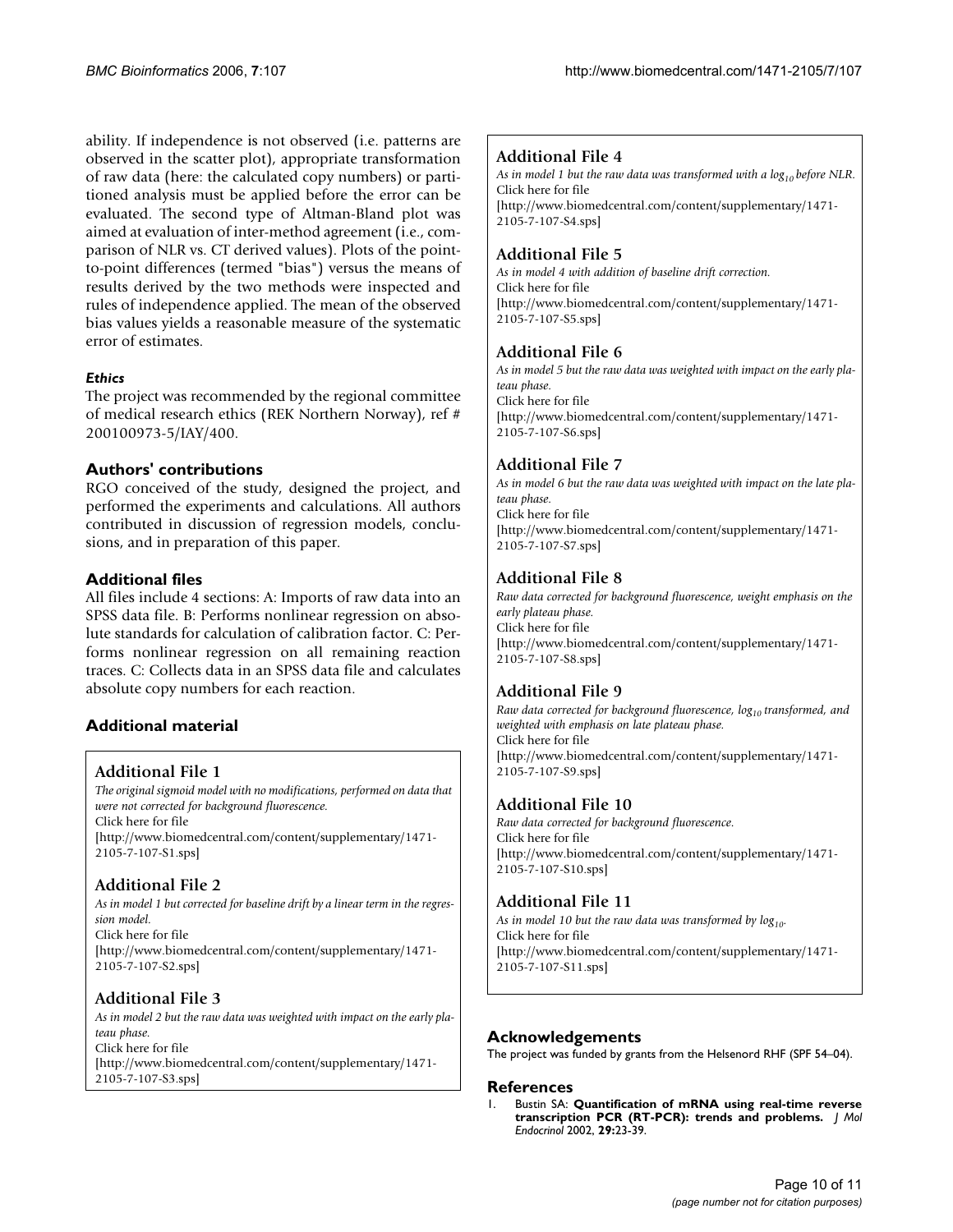ability. If independence is not observed (i.e. patterns are observed in the scatter plot), appropriate transformation of raw data (here: the calculated copy numbers) or partitioned analysis must be applied before the error can be evaluated. The second type of Altman-Bland plot was aimed at evaluation of inter-method agreement (i.e., comparison of NLR vs. CT derived values). Plots of the point-to-point differences (termed "bias") versus the means of results derived by the two methods were inspected and rules of independence applied. The mean of the observed bias values yields a reasonable measure of the systematic error of estimates.

### *Ethics*

The project was recommended by the regional committee of medical research ethics (REK Northern Norway), ref # 200100973-5/IAY/400.

## Authors' contributions

RGO conceived of the study, designed the project, and performed the experiments and calculations. All authors contributed in discussion of regression models, conclusions, and in preparation of this paper.

## Additional files

All files include 4 sections: A: Imports of raw data into an SPSS data file. B: Performs nonlinear regression on absolute standards for calculation of calibration factor. C: Performs nonlinear regression on all remaining reaction traces. C: Collects data in an SPSS data file and calculates absolute copy numbers for each reaction.

## Additional material

### Additional File 1

*The original sigmoid model with no modifications, performed on data that were not corrected for background fluorescence.*
Click here for file
[http://www.biomedcentral.com/content/supplementary/1471-2105-7-107-S1.sps]

### Additional File 2

*As in model 1 but corrected for baseline drift by a linear term in the regression model.*
Click here for file
[http://www.biomedcentral.com/content/supplementary/1471-2105-7-107-S2.sps]

### Additional File 3

*As in model 2 but the raw data was weighted with impact on the early plateau phase.*
Click here for file
[http://www.biomedcentral.com/content/supplementary/1471-2105-7-107-S3.sps]

### Additional File 4

*As in model 1 but the raw data was transformed with a $\log_{10}$ before NLR.*
Click here for file
[http://www.biomedcentral.com/content/supplementary/1471-2105-7-107-S4.sps]

### Additional File 5

*As in model 4 with addition of baseline drift correction.*
Click here for file
[http://www.biomedcentral.com/content/supplementary/1471-2105-7-107-S5.sps]

### Additional File 6

*As in model 5 but the raw data was weighted with impact on the early plateau phase.*
Click here for file
[http://www.biomedcentral.com/content/supplementary/1471-2105-7-107-S6.sps]

### Additional File 7

*As in model 6 but the raw data was weighted with impact on the late plateau phase.*
Click here for file
[http://www.biomedcentral.com/content/supplementary/1471-2105-7-107-S7.sps]

### Additional File 8

*Raw data corrected for background fluorescence, weight emphasis on the early plateau phase.*
Click here for file
[http://www.biomedcentral.com/content/supplementary/1471-2105-7-107-S8.sps]

### Additional File 9

*Raw data corrected for background fluorescence, $\log_{10}$ transformed, and weighted with emphasis on late plateau phase.*
Click here for file
[http://www.biomedcentral.com/content/supplementary/1471-2105-7-107-S9.sps]

### Additional File 10

*Raw data corrected for background fluorescence.*
Click here for file
[http://www.biomedcentral.com/content/supplementary/1471-2105-7-107-S10.sps]

### Additional File 11

*As in model 10 but the raw data was transformed by $\log_{10}$.*
Click here for file
[http://www.biomedcentral.com/content/supplementary/1471-2105-7-107-S11.sps]

## Acknowledgements

The project was funded by grants from the Helsenord RHF (SPF 54–04).

## References

1. Bustin SA: **Quantification of mRNA using real-time reverse transcription PCR (RT-PCR): trends and problems.** *J Mol Endocrinol* 2002, **29:**23-39.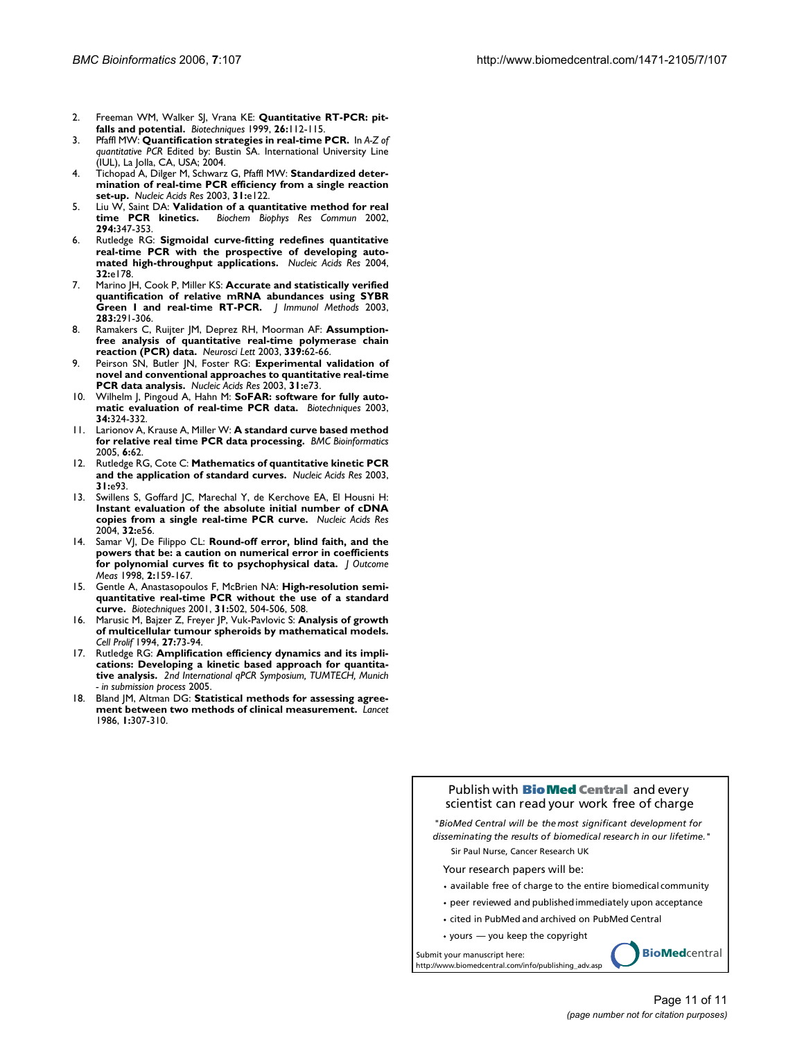2. Freeman WM, Walker SJ, Vrana KE: **Quantitative RT-PCR: pitfalls and potential.** *Biotechniques* 1999, **26:**112-115.
3. Pfaffl MW: **Quantification strategies in real-time PCR.** In *A-Z of quantitative PCR* Edited by: Bustin SA. International University Line (IUL), La Jolla, CA, USA; 2004.
4. Tichopad A, Dilger M, Schwarz G, Pfaffl MW: **Standardized determination of real-time PCR efficiency from a single reaction set-up.** *Nucleic Acids Res* 2003, **31:**e122.
5. Liu W, Saint DA: **Validation of a quantitative method for real time PCR kinetics.** *Biochem Biophys Res Commun* 2002, **294:**347-353.
6. Rutledge RG: **Sigmoidal curve-fitting redefines quantitative real-time PCR with the prospective of developing automated high-throughput applications.** *Nucleic Acids Res* 2004, **32:**e178.
7. Marino JH, Cook P, Miller KS: **Accurate and statistically verified quantification of relative mRNA abundances using SYBR Green I and real-time RT-PCR.** *J Immunol Methods* 2003, **283:**291-306.
8. Ramakers C, Ruijter JM, Deprez RH, Moorman AF: **Assumption-free analysis of quantitative real-time polymerase chain reaction (PCR) data.** *Neurosci Lett* 2003, **339:**62-66.
9. Peirson SN, Butler JN, Foster RG: **Experimental validation of novel and conventional approaches to quantitative real-time PCR data analysis.** *Nucleic Acids Res* 2003, **31:**e73.
10. Wilhelm J, Pingoud A, Hahn M: **SoFAR: software for fully automatic evaluation of real-time PCR data.** *Biotechniques* 2003, **34:**324-332.
11. Larionov A, Krause A, Miller W: **A standard curve based method for relative real time PCR data processing.** *BMC Bioinformatics* 2005, **6:**62.
12. Rutledge RG, Cote C: **Mathematics of quantitative kinetic PCR and the application of standard curves.** *Nucleic Acids Res* 2003, **31:**e93.
13. Swillens S, Goffard JC, Marechal Y, de Kerchove EA, El Housni H: **Instant evaluation of the absolute initial number of cDNA copies from a single real-time PCR curve.** *Nucleic Acids Res* 2004, **32:**e56.
14. Samar VJ, De Filippo CL: **Round-off error, blind faith, and the powers that be: a caution on numerical error in coefficients for polynomial curves fit to psychophysical data.** *J Outcome Meas* 1998, **2:**159-167.
15. Gentle A, Anastasopoulos F, McBrien NA: **High-resolution semi-quantitative real-time PCR without the use of a standard curve.** *Biotechniques* 2001, **31:**502, 504-506, 508.
16. Marusic M, Bajzer Z, Freyer JP, Vuk-Pavlovic S: **Analysis of growth of multicellular tumour spheroids by mathematical models.** *Cell Prolif* 1994, **27:**73-94.
17. Rutledge RG: **Amplification efficiency dynamics and its implications: Developing a kinetic based approach for quantitative analysis.** *2nd International qPCR Symposium, TUMTECH, Munich - in submission process* 2005.
18. Bland JM, Altman DG: **Statistical methods for assessing agreement between two methods of clinical measurement.** *Lancet* 1986, **1:**307-310.

Publish with **BioMed Central** and every scientist can read your work free of charge

*"BioMed Central will be the most significant development for disseminating the results of biomedical research in our lifetime."*

Sir Paul Nurse, Cancer Research UK

Your research papers will be:

- available free of charge to the entire biomedical community
- peer reviewed and published immediately upon acceptance
- cited in PubMed and archived on PubMed Central
- yours — you keep the copyright

Submit your manuscript here:
http://www.biomedcentral.com/info/publishing_adv.asp

BioMedcentral